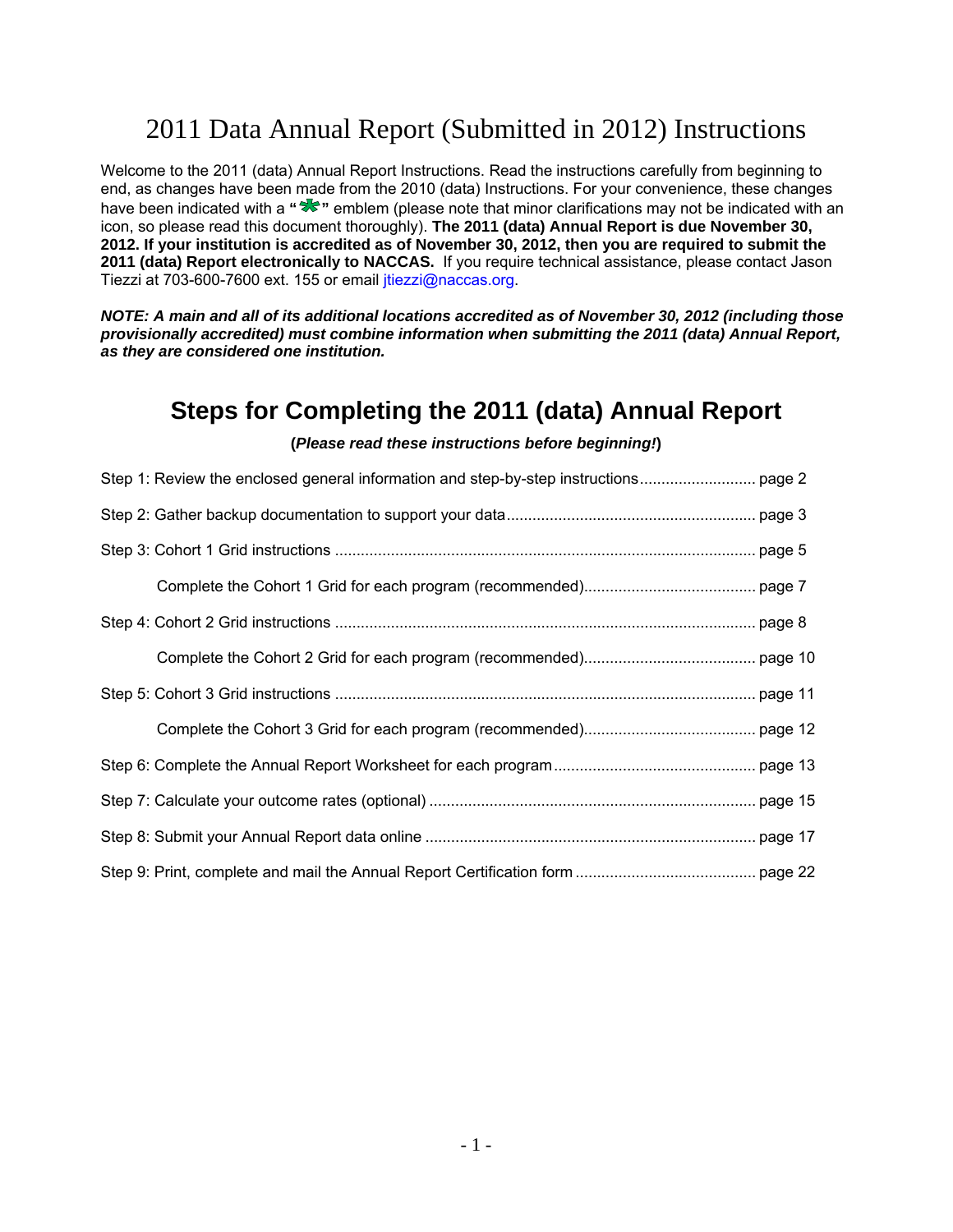# 2011 Data Annual Report (Submitted in 2012) Instructions

Welcome to the 2011 (data) Annual Report Instructions. Read the instructions carefully from beginning to end, as changes have been made from the 2010 (data) Instructions. For your convenience, these changes have been indicated with a "✱" emblem (please note that minor clarifications may not be indicated with an icon, so please read this document thoroughly). **The 2011 (data) Annual Report is due November 30, 2012. If your institution is accredited as of November 30, 2012, then you are required to submit the 2011 (data) Report electronically to NACCAS.** If you require technical assistance, please contact Jason Tiezzi at 703-600-7600 ext. 155 or email jtiezzi@naccas.org.

***NOTE: A main and all of its additional locations accredited as of November 30, 2012 (including those provisionally accredited) must combine information when submitting the 2011 (data) Annual Report, as they are considered one institution.***

## Steps for Completing the 2011 (data) Annual Report

**(*Please read these instructions before beginning!*)**

Step 1: Review the enclosed general information and step-by-step instructions .......................... page 2

Step 2: Gather backup documentation to support your data ......................................................... page 3

Step 3: Cohort 1 Grid instructions ................................................................................................ page 5

- Complete the Cohort 1 Grid for each program (recommended)....................................... page 7

Step 4: Cohort 2 Grid instructions ................................................................................................ page 8

- Complete the Cohort 2 Grid for each program (recommended)....................................... page 10

Step 5: Cohort 3 Grid instructions ................................................................................................ page 11

- Complete the Cohort 3 Grid for each program (recommended)....................................... page 12

Step 6: Complete the Annual Report Worksheet for each program .............................................. page 13

Step 7: Calculate your outcome rates (optional) ........................................................................... page 15

Step 8: Submit your Annual Report data online ............................................................................ page 17

Step 9: Print, complete and mail the Annual Report Certification form ......................................... page 22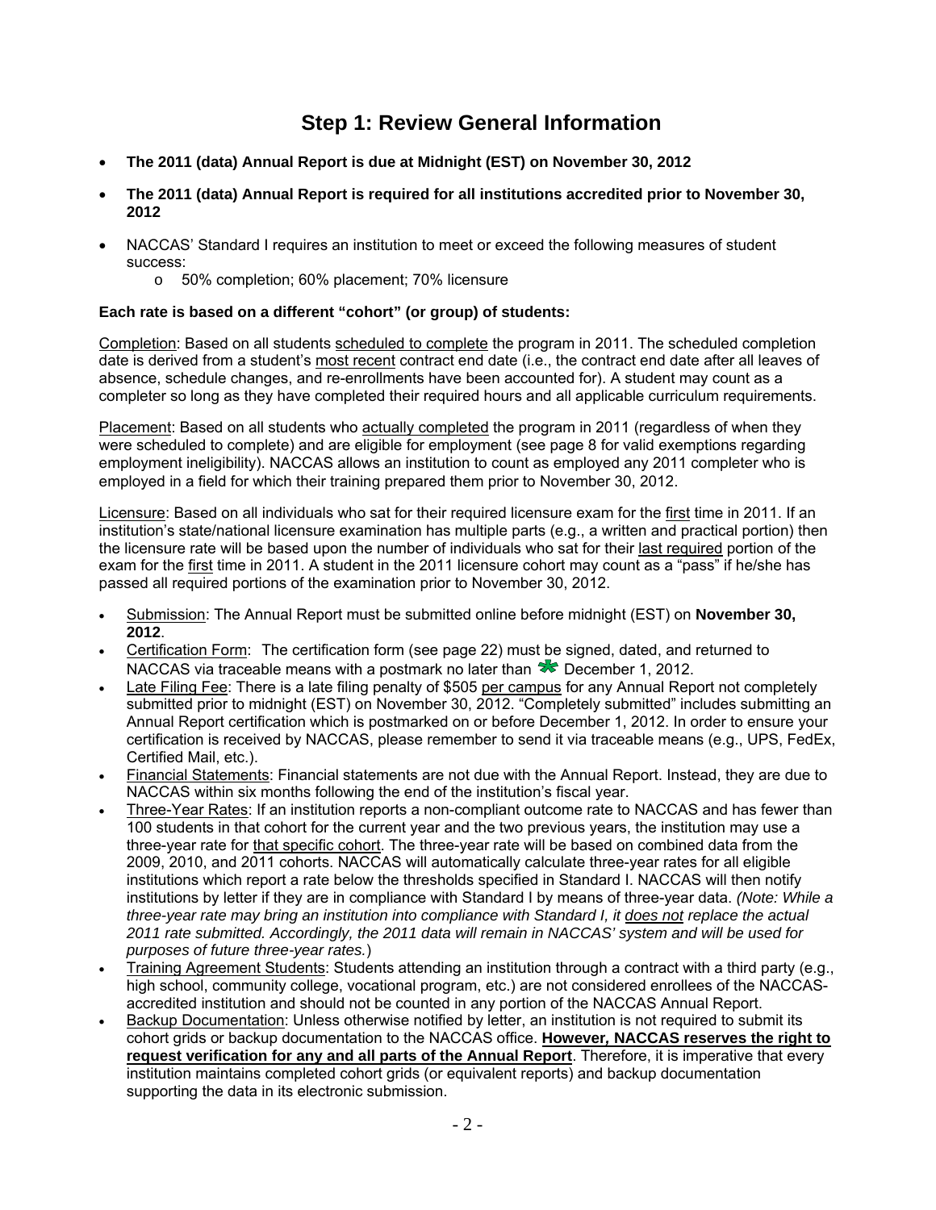# Step 1: Review General Information

- **The 2011 (data) Annual Report is due at Midnight (EST) on November 30, 2012**
- **The 2011 (data) Annual Report is required for all institutions accredited prior to November 30, 2012**
- NACCAS' Standard I requires an institution to meet or exceed the following measures of student success:
  - 50% completion; 60% placement; 70% licensure

**Each rate is based on a different "cohort" (or group) of students:**

Completion: Based on all students scheduled to complete the program in 2011. The scheduled completion date is derived from a student's most recent contract end date (i.e., the contract end date after all leaves of absence, schedule changes, and re-enrollments have been accounted for). A student may count as a completer so long as they have completed their required hours and all applicable curriculum requirements.

Placement: Based on all students who actually completed the program in 2011 (regardless of when they were scheduled to complete) and are eligible for employment (see page 8 for valid exemptions regarding employment ineligibility). NACCAS allows an institution to count as employed any 2011 completer who is employed in a field for which their training prepared them prior to November 30, 2012.

Licensure: Based on all individuals who sat for their required licensure exam for the first time in 2011. If an institution's state/national licensure examination has multiple parts (e.g., a written and practical portion) then the licensure rate will be based upon the number of individuals who sat for their last required portion of the exam for the first time in 2011. A student in the 2011 licensure cohort may count as a "pass" if he/she has passed all required portions of the examination prior to November 30, 2012.

- Submission: The Annual Report must be submitted online before midnight (EST) on **November 30, 2012**.
- Certification Form: The certification form (see page 22) must be signed, dated, and returned to NACCAS via traceable means with a postmark no later than December 1, 2012.
- Late Filing Fee: There is a late filing penalty of $505 per campus for any Annual Report not completely submitted prior to midnight (EST) on November 30, 2012. "Completely submitted" includes submitting an Annual Report certification which is postmarked on or before December 1, 2012. In order to ensure your certification is received by NACCAS, please remember to send it via traceable means (e.g., UPS, FedEx, Certified Mail, etc.).
- Financial Statements: Financial statements are not due with the Annual Report. Instead, they are due to NACCAS within six months following the end of the institution's fiscal year.
- Three-Year Rates: If an institution reports a non-compliant outcome rate to NACCAS and has fewer than 100 students in that cohort for the current year and the two previous years, the institution may use a three-year rate for that specific cohort. The three-year rate will be based on combined data from the 2009, 2010, and 2011 cohorts. NACCAS will automatically calculate three-year rates for all eligible institutions which report a rate below the thresholds specified in Standard I. NACCAS will then notify institutions by letter if they are in compliance with Standard I by means of three-year data. *(Note: While a three-year rate may bring an institution into compliance with Standard I, it does not replace the actual 2011 rate submitted. Accordingly, the 2011 data will remain in NACCAS' system and will be used for purposes of future three-year rates.*)
- Training Agreement Students: Students attending an institution through a contract with a third party (e.g., high school, community college, vocational program, etc.) are not considered enrollees of the NACCAS-accredited institution and should not be counted in any portion of the NACCAS Annual Report.
- Backup Documentation: Unless otherwise notified by letter, an institution is not required to submit its cohort grids or backup documentation to the NACCAS office. **However, NACCAS reserves the right to request verification for any and all parts of the Annual Report**. Therefore, it is imperative that every institution maintains completed cohort grids (or equivalent reports) and backup documentation supporting the data in its electronic submission.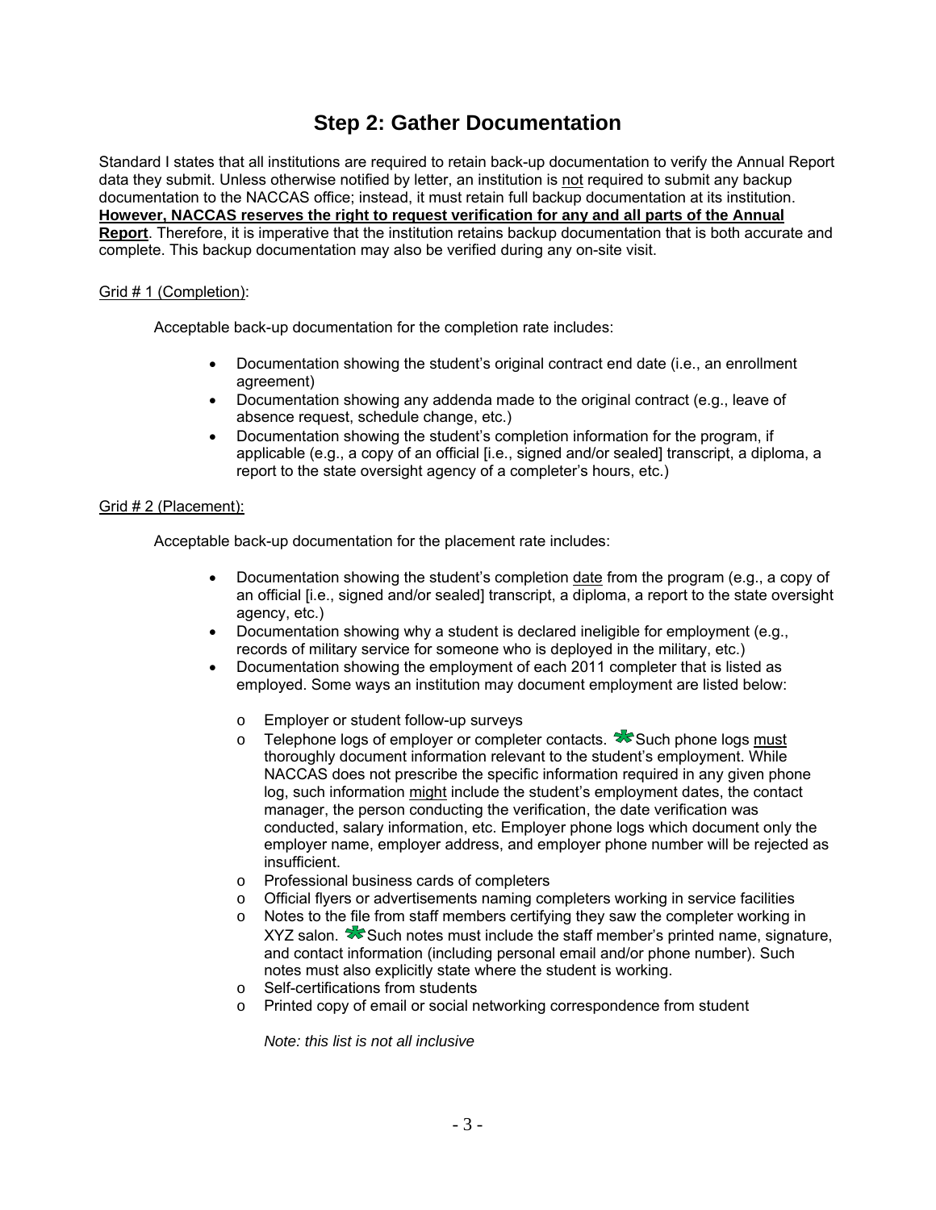# Step 2: Gather Documentation

Standard I states that all institutions are required to retain back-up documentation to verify the Annual Report data they submit. Unless otherwise notified by letter, an institution is not required to submit any backup documentation to the NACCAS office; instead, it must retain full backup documentation at its institution. **However, NACCAS reserves the right to request verification for any and all parts of the Annual Report**. Therefore, it is imperative that the institution retains backup documentation that is both accurate and complete. This backup documentation may also be verified during any on-site visit.

Grid # 1 (Completion):

Acceptable back-up documentation for the completion rate includes:

- Documentation showing the student's original contract end date (i.e., an enrollment agreement)
- Documentation showing any addenda made to the original contract (e.g., leave of absence request, schedule change, etc.)
- Documentation showing the student's completion information for the program, if applicable (e.g., a copy of an official [i.e., signed and/or sealed] transcript, a diploma, a report to the state oversight agency of a completer's hours, etc.)

Grid # 2 (Placement):

Acceptable back-up documentation for the placement rate includes:

- Documentation showing the student's completion date from the program (e.g., a copy of an official [i.e., signed and/or sealed] transcript, a diploma, a report to the state oversight agency, etc.)
- Documentation showing why a student is declared ineligible for employment (e.g., records of military service for someone who is deployed in the military, etc.)
- Documentation showing the employment of each 2011 completer that is listed as employed. Some ways an institution may document employment are listed below:
  - Employer or student follow-up surveys
  - Telephone logs of employer or completer contacts. Such phone logs must thoroughly document information relevant to the student's employment. While NACCAS does not prescribe the specific information required in any given phone log, such information might include the student's employment dates, the contact manager, the person conducting the verification, the date verification was conducted, salary information, etc. Employer phone logs which document only the employer name, employer address, and employer phone number will be rejected as insufficient.
  - Professional business cards of completers
  - Official flyers or advertisements naming completers working in service facilities
  - Notes to the file from staff members certifying they saw the completer working in XYZ salon. Such notes must include the staff member's printed name, signature, and contact information (including personal email and/or phone number). Such notes must also explicitly state where the student is working.
  - Self-certifications from students
  - Printed copy of email or social networking correspondence from student

  *Note: this list is not all inclusive*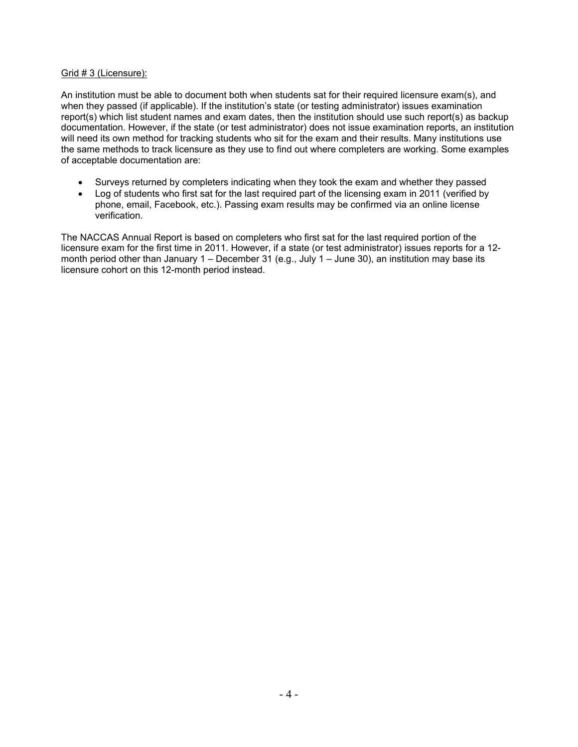<u>Grid # 3 (Licensure):</u>

An institution must be able to document both when students sat for their required licensure exam(s), and when they passed (if applicable). If the institution's state (or testing administrator) issues examination report(s) which list student names and exam dates, then the institution should use such report(s) as backup documentation. However, if the state (or test administrator) does not issue examination reports, an institution will need its own method for tracking students who sit for the exam and their results. Many institutions use the same methods to track licensure as they use to find out where completers are working. Some examples of acceptable documentation are:

- Surveys returned by completers indicating when they took the exam and whether they passed
- Log of students who first sat for the last required part of the licensing exam in 2011 (verified by phone, email, Facebook, etc.). Passing exam results may be confirmed via an online license verification.

The NACCAS Annual Report is based on completers who first sat for the last required portion of the licensure exam for the first time in 2011. However, if a state (or test administrator) issues reports for a 12-month period other than January 1 – December 31 (e.g., July 1 – June 30), an institution may base its licensure cohort on this 12-month period instead.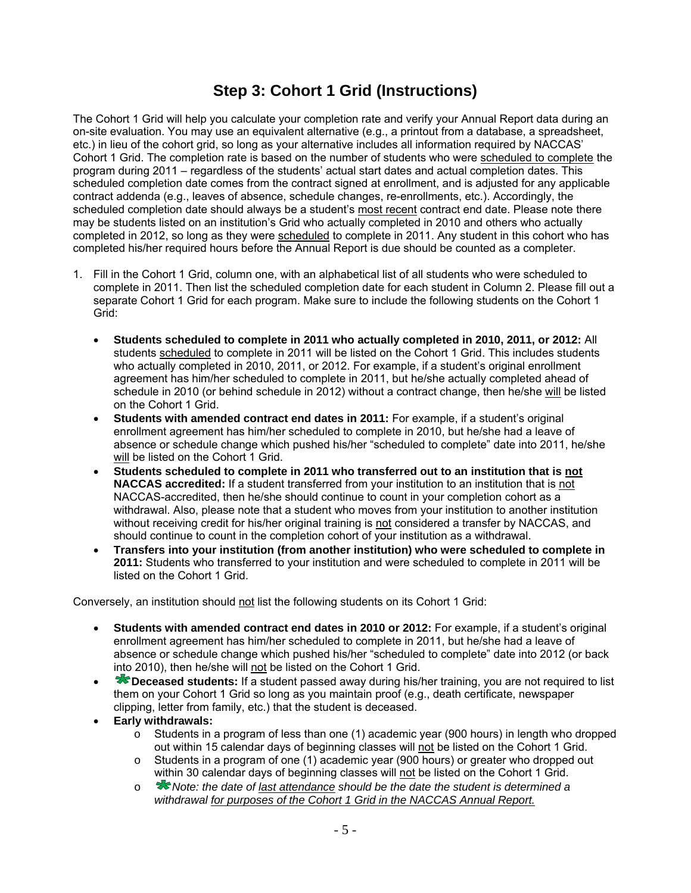# Step 3: Cohort 1 Grid (Instructions)

The Cohort 1 Grid will help you calculate your completion rate and verify your Annual Report data during an on-site evaluation. You may use an equivalent alternative (e.g., a printout from a database, a spreadsheet, etc.) in lieu of the cohort grid, so long as your alternative includes all information required by NACCAS' Cohort 1 Grid. The completion rate is based on the number of students who were scheduled to complete the program during 2011 – regardless of the students' actual start dates and actual completion dates. This scheduled completion date comes from the contract signed at enrollment, and is adjusted for any applicable contract addenda (e.g., leaves of absence, schedule changes, re-enrollments, etc.). Accordingly, the scheduled completion date should always be a student's most recent contract end date. Please note there may be students listed on an institution's Grid who actually completed in 2010 and others who actually completed in 2012, so long as they were scheduled to complete in 2011. Any student in this cohort who has completed his/her required hours before the Annual Report is due should be counted as a completer.

1. Fill in the Cohort 1 Grid, column one, with an alphabetical list of all students who were scheduled to complete in 2011. Then list the scheduled completion date for each student in Column 2. Please fill out a separate Cohort 1 Grid for each program. Make sure to include the following students on the Cohort 1 Grid:

   - **Students scheduled to complete in 2011 who actually completed in 2010, 2011, or 2012:** All students scheduled to complete in 2011 will be listed on the Cohort 1 Grid. This includes students who actually completed in 2010, 2011, or 2012. For example, if a student's original enrollment agreement has him/her scheduled to complete in 2011, but he/she actually completed ahead of schedule in 2010 (or behind schedule in 2012) without a contract change, then he/she will be listed on the Cohort 1 Grid.
   - **Students with amended contract end dates in 2011:** For example, if a student's original enrollment agreement has him/her scheduled to complete in 2010, but he/she had a leave of absence or schedule change which pushed his/her "scheduled to complete" date into 2011, he/she will be listed on the Cohort 1 Grid.
   - **Students scheduled to complete in 2011 who transferred out to an institution that is not NACCAS accredited:** If a student transferred from your institution to an institution that is not NACCAS-accredited, then he/she should continue to count in your completion cohort as a withdrawal. Also, please note that a student who moves from your institution to another institution without receiving credit for his/her original training is not considered a transfer by NACCAS, and should continue to count in the completion cohort of your institution as a withdrawal.
   - **Transfers into your institution (from another institution) who were scheduled to complete in 2011:** Students who transferred to your institution and were scheduled to complete in 2011 will be listed on the Cohort 1 Grid.

Conversely, an institution should not list the following students on its Cohort 1 Grid:

- **Students with amended contract end dates in 2010 or 2012:** For example, if a student's original enrollment agreement has him/her scheduled to complete in 2011, but he/she had a leave of absence or schedule change which pushed his/her "scheduled to complete" date into 2012 (or back into 2010), then he/she will not be listed on the Cohort 1 Grid.
- **Deceased students:** If a student passed away during his/her training, you are not required to list them on your Cohort 1 Grid so long as you maintain proof (e.g., death certificate, newspaper clipping, letter from family, etc.) that the student is deceased.
- **Early withdrawals:**
  - Students in a program of less than one (1) academic year (900 hours) in length who dropped out within 15 calendar days of beginning classes will not be listed on the Cohort 1 Grid.
  - Students in a program of one (1) academic year (900 hours) or greater who dropped out within 30 calendar days of beginning classes will not be listed on the Cohort 1 Grid.
  - *Note: the date of last attendance should be the date the student is determined a withdrawal for purposes of the Cohort 1 Grid in the NACCAS Annual Report.*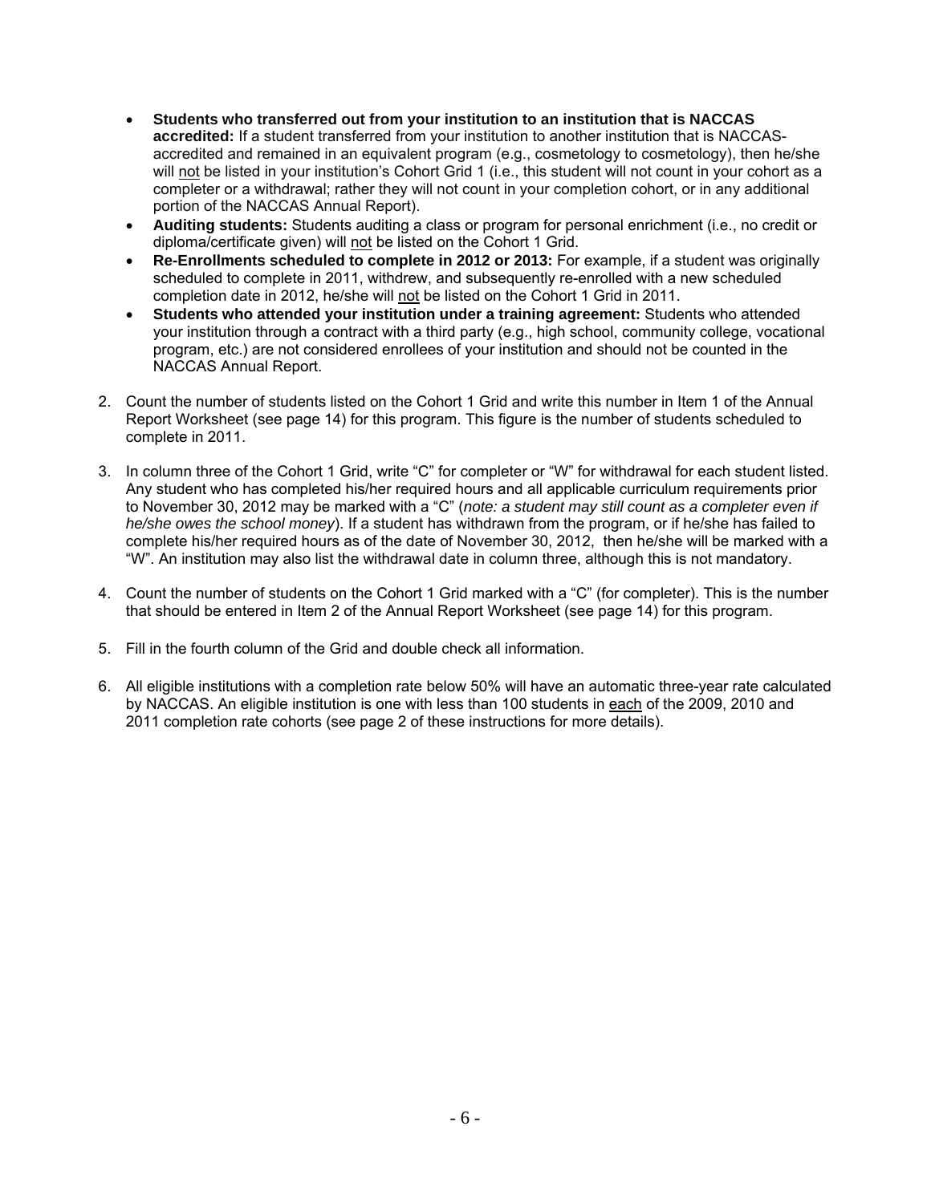- **Students who transferred out from your institution to an institution that is NACCAS accredited:** If a student transferred from your institution to another institution that is NACCAS-accredited and remained in an equivalent program (e.g., cosmetology to cosmetology), then he/she will not be listed in your institution's Cohort Grid 1 (i.e., this student will not count in your cohort as a completer or a withdrawal; rather they will not count in your completion cohort, or in any additional portion of the NACCAS Annual Report).
- **Auditing students:** Students auditing a class or program for personal enrichment (i.e., no credit or diploma/certificate given) will not be listed on the Cohort 1 Grid.
- **Re-Enrollments scheduled to complete in 2012 or 2013:** For example, if a student was originally scheduled to complete in 2011, withdrew, and subsequently re-enrolled with a new scheduled completion date in 2012, he/she will not be listed on the Cohort 1 Grid in 2011.
- **Students who attended your institution under a training agreement:** Students who attended your institution through a contract with a third party (e.g., high school, community college, vocational program, etc.) are not considered enrollees of your institution and should not be counted in the NACCAS Annual Report.

2. Count the number of students listed on the Cohort 1 Grid and write this number in Item 1 of the Annual Report Worksheet (see page 14) for this program. This figure is the number of students scheduled to complete in 2011.

3. In column three of the Cohort 1 Grid, write "C" for completer or "W" for withdrawal for each student listed. Any student who has completed his/her required hours and all applicable curriculum requirements prior to November 30, 2012 may be marked with a "C" (*note: a student may still count as a completer even if he/she owes the school money*). If a student has withdrawn from the program, or if he/she has failed to complete his/her required hours as of the date of November 30, 2012, then he/she will be marked with a "W". An institution may also list the withdrawal date in column three, although this is not mandatory.

4. Count the number of students on the Cohort 1 Grid marked with a "C" (for completer). This is the number that should be entered in Item 2 of the Annual Report Worksheet (see page 14) for this program.

5. Fill in the fourth column of the Grid and double check all information.

6. All eligible institutions with a completion rate below 50% will have an automatic three-year rate calculated by NACCAS. An eligible institution is one with less than 100 students in each of the 2009, 2010 and 2011 completion rate cohorts (see page 2 of these instructions for more details).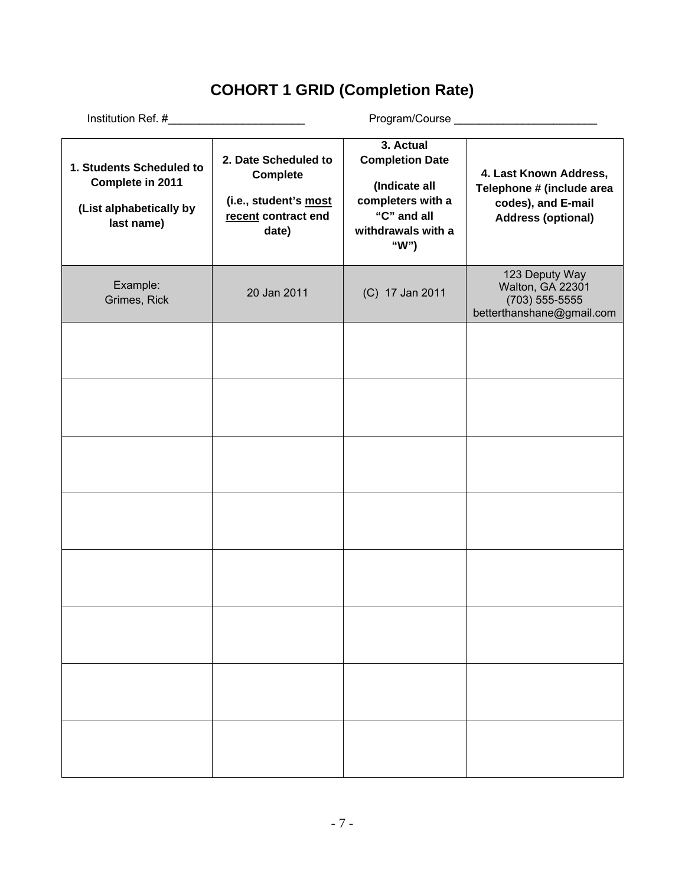# COHORT 1 GRID (Completion Rate)

Institution Ref. #______________________ Program/Course ______________________

| **1. Students Scheduled to Complete in 2011** **(List alphabetically by last name)** | **2. Date Scheduled to Complete** **(i.e., student's most recent contract end date)** | **3. Actual Completion Date** **(Indicate all completers with a "C" and all withdrawals with a "W")** | **4. Last Known Address, Telephone # (include area codes), and E-mail Address (optional)** |
|---|---|---|---|
| Example: Grimes, Rick | 20 Jan 2011 | (C) 17 Jan 2011 | 123 Deputy Way Walton, GA 22301 (703) 555-5555 betterthanshane@gmail.com |
| | | | |
| | | | |
| | | | |
| | | | |
| | | | |
| | | | |
| | | | |
| | | | |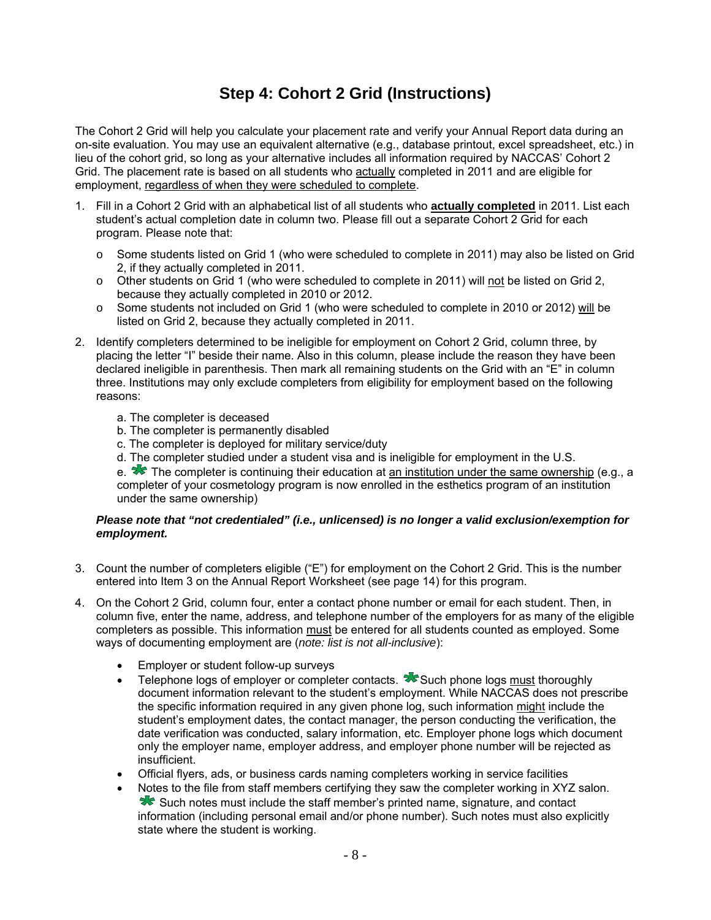# Step 4: Cohort 2 Grid (Instructions)

The Cohort 2 Grid will help you calculate your placement rate and verify your Annual Report data during an on-site evaluation. You may use an equivalent alternative (e.g., database printout, excel spreadsheet, etc.) in lieu of the cohort grid, so long as your alternative includes all information required by NACCAS' Cohort 2 Grid. The placement rate is based on all students who actually completed in 2011 and are eligible for employment, regardless of when they were scheduled to complete.

1. Fill in a Cohort 2 Grid with an alphabetical list of all students who **actually completed** in 2011. List each student's actual completion date in column two. Please fill out a separate Cohort 2 Grid for each program. Please note that:
   - Some students listed on Grid 1 (who were scheduled to complete in 2011) may also be listed on Grid 2, if they actually completed in 2011.
   - Other students on Grid 1 (who were scheduled to complete in 2011) will not be listed on Grid 2, because they actually completed in 2010 or 2012.
   - Some students not included on Grid 1 (who were scheduled to complete in 2010 or 2012) will be listed on Grid 2, because they actually completed in 2011.

2. Identify completers determined to be ineligible for employment on Cohort 2 Grid, column three, by placing the letter "I" beside their name. Also in this column, please include the reason they have been declared ineligible in parenthesis. Then mark all remaining students on the Grid with an "E" in column three. Institutions may only exclude completers from eligibility for employment based on the following reasons:

   a. The completer is deceased
   b. The completer is permanently disabled
   c. The completer is deployed for military service/duty
   d. The completer studied under a student visa and is ineligible for employment in the U.S.
   e. The completer is continuing their education at an institution under the same ownership (e.g., a completer of your cosmetology program is now enrolled in the esthetics program of an institution under the same ownership)

   ***Please note that "not credentialed" (i.e., unlicensed) is no longer a valid exclusion/exemption for employment.***

3. Count the number of completers eligible ("E") for employment on the Cohort 2 Grid. This is the number entered into Item 3 on the Annual Report Worksheet (see page 14) for this program.

4. On the Cohort 2 Grid, column four, enter a contact phone number or email for each student. Then, in column five, enter the name, address, and telephone number of the employers for as many of the eligible completers as possible. This information must be entered for all students counted as employed. Some ways of documenting employment are (*note: list is not all-inclusive*):
   - Employer or student follow-up surveys
   - Telephone logs of employer or completer contacts. Such phone logs must thoroughly document information relevant to the student's employment. While NACCAS does not prescribe the specific information required in any given phone log, such information might include the student's employment dates, the contact manager, the person conducting the verification, the date verification was conducted, salary information, etc. Employer phone logs which document only the employer name, employer address, and employer phone number will be rejected as insufficient.
   - Official flyers, ads, or business cards naming completers working in service facilities
   - Notes to the file from staff members certifying they saw the completer working in XYZ salon. Such notes must include the staff member's printed name, signature, and contact information (including personal email and/or phone number). Such notes must also explicitly state where the student is working.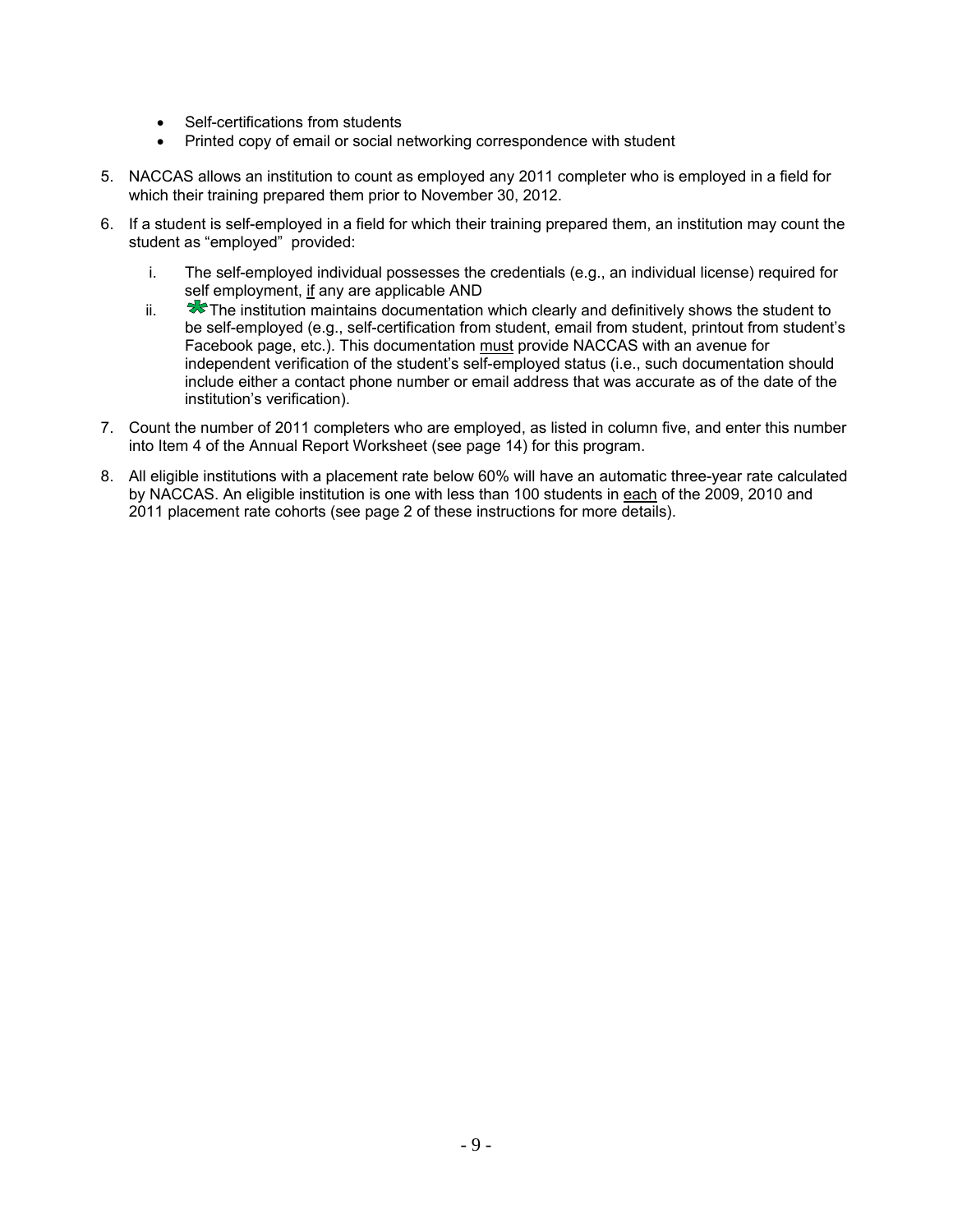- Self-certifications from students
- Printed copy of email or social networking correspondence with student

5. NACCAS allows an institution to count as employed any 2011 completer who is employed in a field for which their training prepared them prior to November 30, 2012.

6. If a student is self-employed in a field for which their training prepared them, an institution may count the student as "employed" provided:

   i. The self-employed individual possesses the credentials (e.g., an individual license) required for self employment, <u>if</u> any are applicable AND

   ii. ✱The institution maintains documentation which clearly and definitively shows the student to be self-employed (e.g., self-certification from student, email from student, printout from student's Facebook page, etc.). This documentation <u>must</u> provide NACCAS with an avenue for independent verification of the student's self-employed status (i.e., such documentation should include either a contact phone number or email address that was accurate as of the date of the institution's verification).

7. Count the number of 2011 completers who are employed, as listed in column five, and enter this number into Item 4 of the Annual Report Worksheet (see page 14) for this program.

8. All eligible institutions with a placement rate below 60% will have an automatic three-year rate calculated by NACCAS. An eligible institution is one with less than 100 students in <u>each</u> of the 2009, 2010 and 2011 placement rate cohorts (see page 2 of these instructions for more details).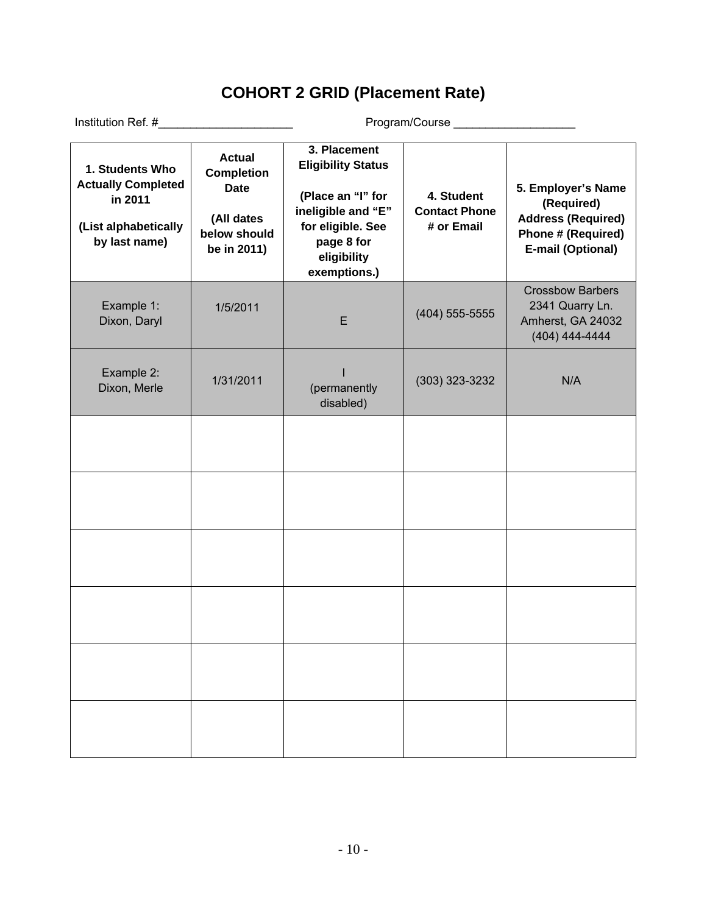# COHORT 2 GRID (Placement Rate)

Institution Ref. #____________________ Program/Course __________________

| 1. Students Who Actually Completed in 2011 (List alphabetically by last name) | Actual Completion Date (All dates below should be in 2011) | 3. Placement Eligibility Status (Place an "I" for ineligible and "E" for eligible. See page 8 for eligibility exemptions.) | 4. Student Contact Phone # or Email | 5. Employer's Name (Required) Address (Required) Phone # (Required) E-mail (Optional) |
|---|---|---|---|---|
| Example 1: Dixon, Daryl | 1/5/2011 | E | (404) 555-5555 | Crossbow Barbers 2341 Quarry Ln. Amherst, GA 24032 (404) 444-4444 |
| Example 2: Dixon, Merle | 1/31/2011 | I (permanently disabled) | (303) 323-3232 | N/A |
| | | | | |
| | | | | |
| | | | | |
| | | | | |
| | | | | |
| | | | | |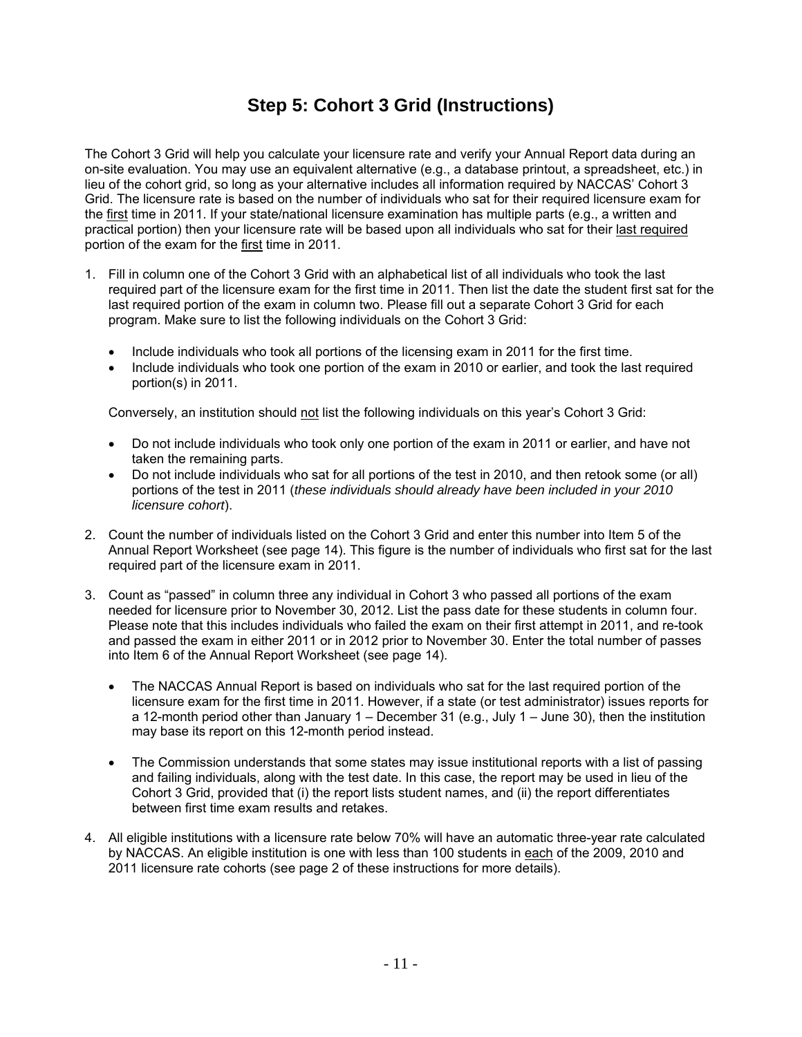# Step 5: Cohort 3 Grid (Instructions)

The Cohort 3 Grid will help you calculate your licensure rate and verify your Annual Report data during an on-site evaluation. You may use an equivalent alternative (e.g., a database printout, a spreadsheet, etc.) in lieu of the cohort grid, so long as your alternative includes all information required by NACCAS' Cohort 3 Grid. The licensure rate is based on the number of individuals who sat for their required licensure exam for the <u>first</u> time in 2011. If your state/national licensure examination has multiple parts (e.g., a written and practical portion) then your licensure rate will be based upon all individuals who sat for their <u>last required</u> portion of the exam for the <u>first</u> time in 2011.

1. Fill in column one of the Cohort 3 Grid with an alphabetical list of all individuals who took the last required part of the licensure exam for the first time in 2011. Then list the date the student first sat for the last required portion of the exam in column two. Please fill out a separate Cohort 3 Grid for each program. Make sure to list the following individuals on the Cohort 3 Grid:

   - Include individuals who took all portions of the licensing exam in 2011 for the first time.
   - Include individuals who took one portion of the exam in 2010 or earlier, and took the last required portion(s) in 2011.

   Conversely, an institution should <u>not</u> list the following individuals on this year's Cohort 3 Grid:

   - Do not include individuals who took only one portion of the exam in 2011 or earlier, and have not taken the remaining parts.
   - Do not include individuals who sat for all portions of the test in 2010, and then retook some (or all) portions of the test in 2011 (*these individuals should already have been included in your 2010 licensure cohort*).

2. Count the number of individuals listed on the Cohort 3 Grid and enter this number into Item 5 of the Annual Report Worksheet (see page 14). This figure is the number of individuals who first sat for the last required part of the licensure exam in 2011.

3. Count as "passed" in column three any individual in Cohort 3 who passed all portions of the exam needed for licensure prior to November 30, 2012. List the pass date for these students in column four. Please note that this includes individuals who failed the exam on their first attempt in 2011, and re-took and passed the exam in either 2011 or in 2012 prior to November 30. Enter the total number of passes into Item 6 of the Annual Report Worksheet (see page 14).

   - The NACCAS Annual Report is based on individuals who sat for the last required portion of the licensure exam for the first time in 2011. However, if a state (or test administrator) issues reports for a 12-month period other than January 1 – December 31 (e.g., July 1 – June 30), then the institution may base its report on this 12-month period instead.

   - The Commission understands that some states may issue institutional reports with a list of passing and failing individuals, along with the test date. In this case, the report may be used in lieu of the Cohort 3 Grid, provided that (i) the report lists student names, and (ii) the report differentiates between first time exam results and retakes.

4. All eligible institutions with a licensure rate below 70% will have an automatic three-year rate calculated by NACCAS. An eligible institution is one with less than 100 students in <u>each</u> of the 2009, 2010 and 2011 licensure rate cohorts (see page 2 of these instructions for more details).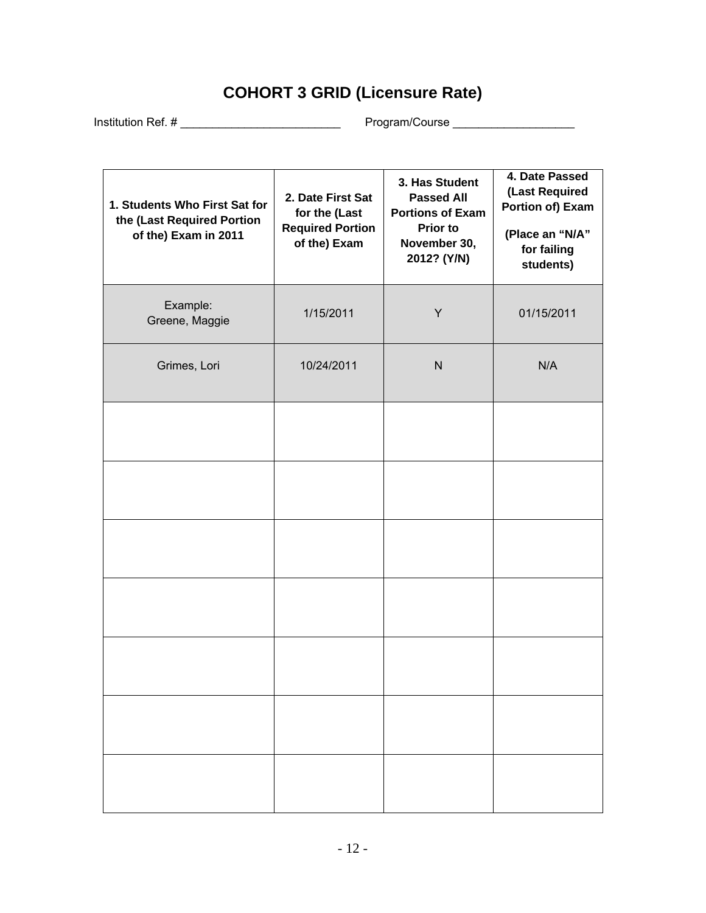# COHORT 3 GRID (Licensure Rate)

Institution Ref. # ________________________ Program/Course __________________

| 1. Students Who First Sat for the (Last Required Portion of the) Exam in 2011 | 2. Date First Sat for the (Last Required Portion of the) Exam | 3. Has Student Passed All Portions of Exam Prior to November 30, 2012? (Y/N) | 4. Date Passed (Last Required Portion of) Exam (Place an "N/A" for failing students) |
|---|---|---|---|
| Example: Greene, Maggie | 1/15/2011 | Y | 01/15/2011 |
| Grimes, Lori | 10/24/2011 | N | N/A |
| | | | |
| | | | |
| | | | |
| | | | |
| | | | |
| | | | |
| | | | |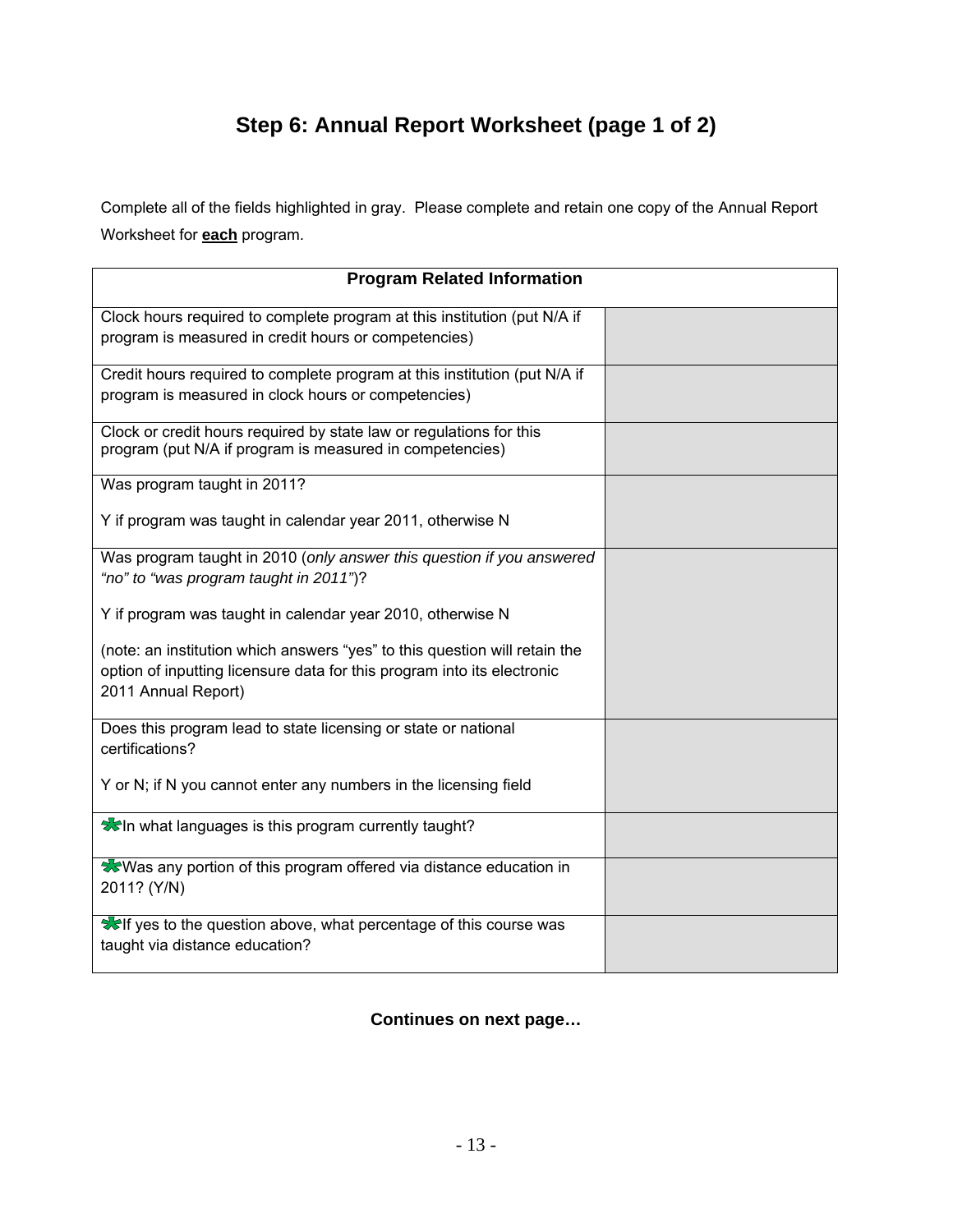# Step 6: Annual Report Worksheet (page 1 of 2)

Complete all of the fields highlighted in gray. Please complete and retain one copy of the Annual Report Worksheet for **each** program.

| Program Related Information | |
|---|---|
| Clock hours required to complete program at this institution (put N/A if program is measured in credit hours or competencies) | |
| Credit hours required to complete program at this institution (put N/A if program is measured in clock hours or competencies) | |
| Clock or credit hours required by state law or regulations for this program (put N/A if program is measured in competencies) | |
| Was program taught in 2011?<br><br>Y if program was taught in calendar year 2011, otherwise N | |
| Was program taught in 2010 (*only answer this question if you answered "no" to "was program taught in 2011"*)?<br><br>Y if program was taught in calendar year 2010, otherwise N<br><br>(note: an institution which answers "yes" to this question will retain the option of inputting licensure data for this program into its electronic 2011 Annual Report) | |
| Does this program lead to state licensing or state or national certifications?<br><br>Y or N; if N you cannot enter any numbers in the licensing field | |
| * In what languages is this program currently taught? | |
| * Was any portion of this program offered via distance education in 2011? (Y/N) | |
| * If yes to the question above, what percentage of this course was taught via distance education? | |

**Continues on next page…**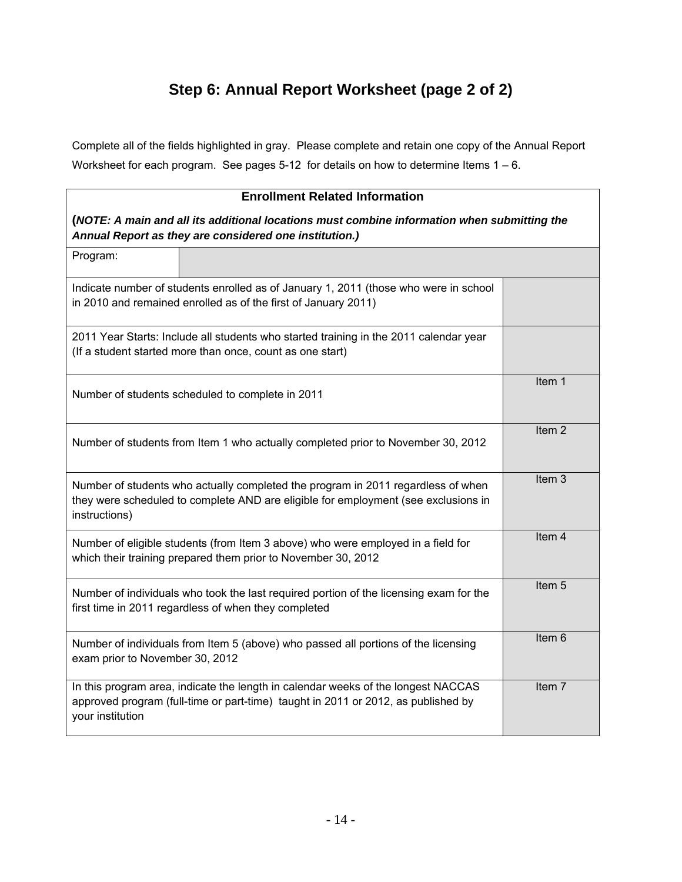# Step 6: Annual Report Worksheet (page 2 of 2)

Complete all of the fields highlighted in gray. Please complete and retain one copy of the Annual Report Worksheet for each program. See pages 5-12 for details on how to determine Items 1 – 6.

| **Enrollment Related Information** | |
|---|---|
| **(*NOTE: A main and all its additional locations must combine information when submitting the Annual Report as they are considered one institution.)*** | |
| Program: | |
| Indicate number of students enrolled as of January 1, 2011 (those who were in school in 2010 and remained enrolled as of the first of January 2011) | |
| 2011 Year Starts: Include all students who started training in the 2011 calendar year (If a student started more than once, count as one start) | |
| Number of students scheduled to complete in 2011 | Item 1 |
| Number of students from Item 1 who actually completed prior to November 30, 2012 | Item 2 |
| Number of students who actually completed the program in 2011 regardless of when they were scheduled to complete AND are eligible for employment (see exclusions in instructions) | Item 3 |
| Number of eligible students (from Item 3 above) who were employed in a field for which their training prepared them prior to November 30, 2012 | Item 4 |
| Number of individuals who took the last required portion of the licensing exam for the first time in 2011 regardless of when they completed | Item 5 |
| Number of individuals from Item 5 (above) who passed all portions of the licensing exam prior to November 30, 2012 | Item 6 |
| In this program area, indicate the length in calendar weeks of the longest NACCAS approved program (full-time or part-time) taught in 2011 or 2012, as published by your institution | Item 7 |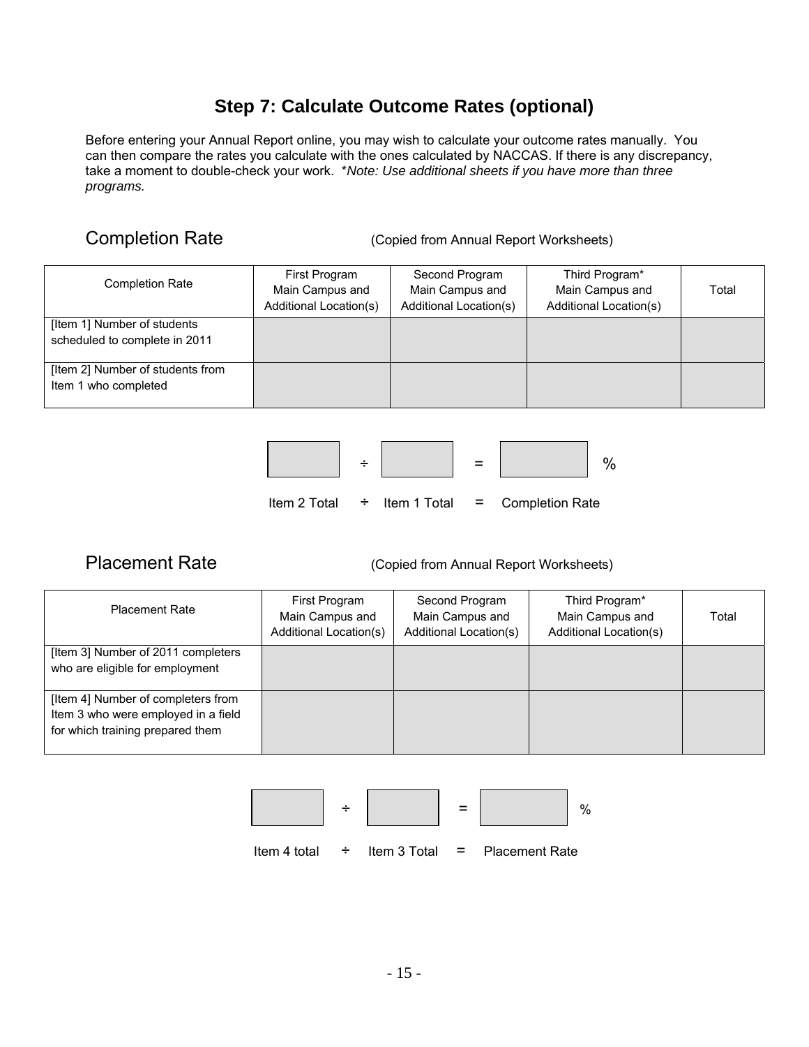## Step 7: Calculate Outcome Rates (optional)

Before entering your Annual Report online, you may wish to calculate your outcome rates manually. You can then compare the rates you calculate with the ones calculated by NACCAS. If there is any discrepancy, take a moment to double-check your work. *\*Note: Use additional sheets if you have more than three programs.*

### Completion Rate

(Copied from Annual Report Worksheets)

| Completion Rate | First Program Main Campus and Additional Location(s) | Second Program Main Campus and Additional Location(s) | Third Program* Main Campus and Additional Location(s) | Total |
|---|---|---|---|---|
| [Item 1] Number of students scheduled to complete in 2011 | | | | |
| [Item 2] Number of students from Item 1 who completed | | | | |

| | ÷ | | = | | % |
|---|---|---|---|---|---|
| Item 2 Total | ÷ | Item 1 Total | = | Completion Rate | |

### Placement Rate

(Copied from Annual Report Worksheets)

| Placement Rate | First Program Main Campus and Additional Location(s) | Second Program Main Campus and Additional Location(s) | Third Program* Main Campus and Additional Location(s) | Total |
|---|---|---|---|---|
| [Item 3] Number of 2011 completers who are eligible for employment | | | | |
| [Item 4] Number of completers from Item 3 who were employed in a field for which training prepared them | | | | |

| | ÷ | | = | | % |
|---|---|---|---|---|---|
| Item 4 total | ÷ | Item 3 Total | = | Placement Rate | |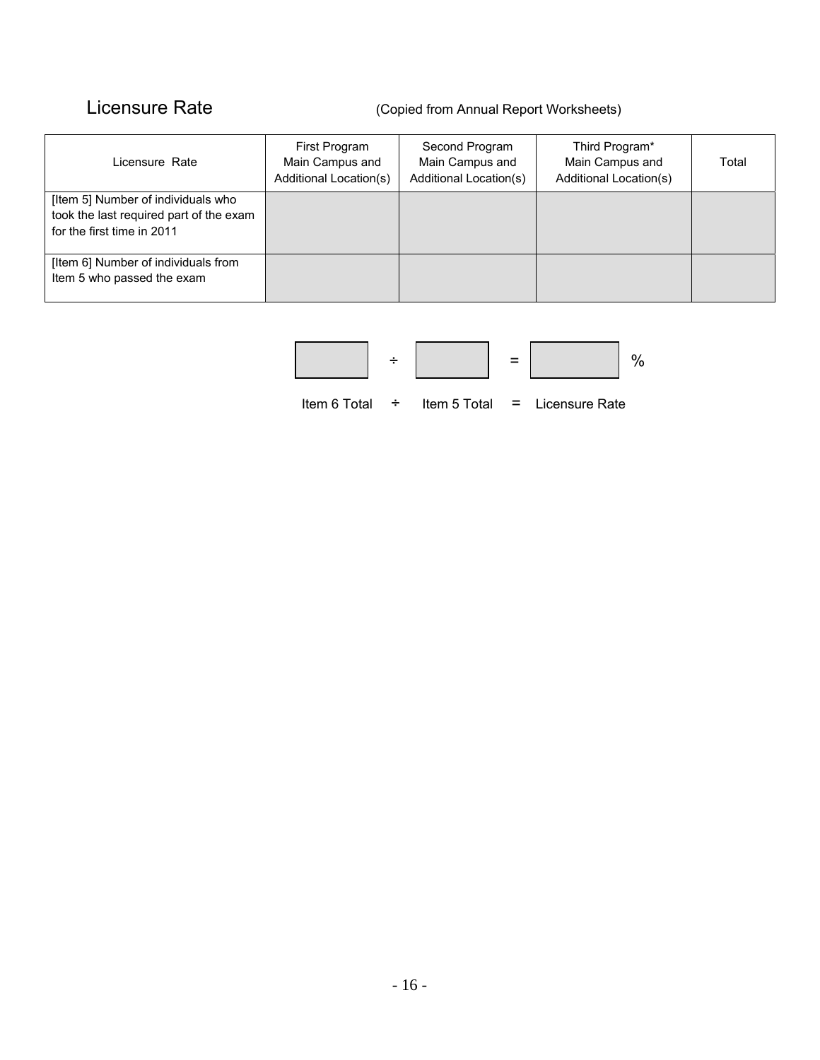## Licensure Rate

(Copied from Annual Report Worksheets)

| Licensure Rate | First Program Main Campus and Additional Location(s) | Second Program Main Campus and Additional Location(s) | Third Program* Main Campus and Additional Location(s) | Total |
|---|---|---|---|---|
| [Item 5] Number of individuals who took the last required part of the exam for the first time in 2011 | | | | |
| [Item 6] Number of individuals from Item 5 who passed the exam | | | | |

| | ÷ | | = | | % |
|---|---|---|---|---|---|
| Item 6 Total | ÷ | Item 5 Total | = | Licensure Rate | |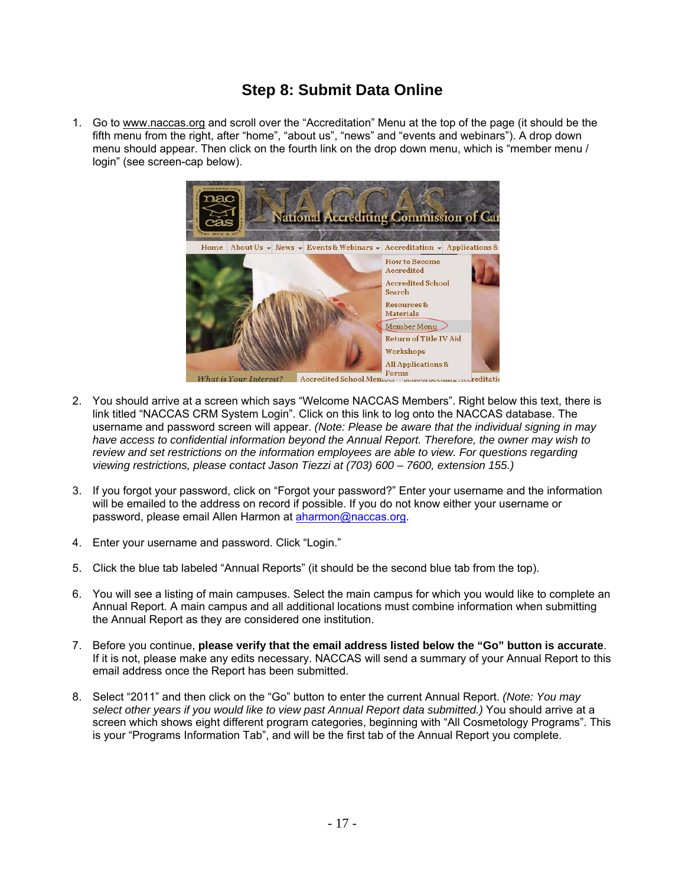## Step 8: Submit Data Online

1. Go to www.naccas.org and scroll over the "Accreditation" Menu at the top of the page (it should be the fifth menu from the right, after "home", "about us", "news" and "events and webinars"). A drop down menu should appear. Then click on the fourth link on the drop down menu, which is "member menu / login" (see screen-cap below).

2. You should arrive at a screen which says "Welcome NACCAS Members". Right below this text, there is link titled "NACCAS CRM System Login". Click on this link to log onto the NACCAS database. The username and password screen will appear. *(Note: Please be aware that the individual signing in may have access to confidential information beyond the Annual Report. Therefore, the owner may wish to review and set restrictions on the information employees are able to view. For questions regarding viewing restrictions, please contact Jason Tiezzi at (703) 600 – 7600, extension 155.)*

3. If you forgot your password, click on "Forgot your password?" Enter your username and the information will be emailed to the address on record if possible. If you do not know either your username or password, please email Allen Harmon at aharmon@naccas.org.

4. Enter your username and password. Click "Login."

5. Click the blue tab labeled "Annual Reports" (it should be the second blue tab from the top).

6. You will see a listing of main campuses. Select the main campus for which you would like to complete an Annual Report. A main campus and all additional locations must combine information when submitting the Annual Report as they are considered one institution.

7. Before you continue, **please verify that the email address listed below the "Go" button is accurate**. If it is not, please make any edits necessary. NACCAS will send a summary of your Annual Report to this email address once the Report has been submitted.

8. Select "2011" and then click on the "Go" button to enter the current Annual Report. *(Note: You may select other years if you would like to view past Annual Report data submitted.)* You should arrive at a screen which shows eight different program categories, beginning with "All Cosmetology Programs". This is your "Programs Information Tab", and will be the first tab of the Annual Report you complete.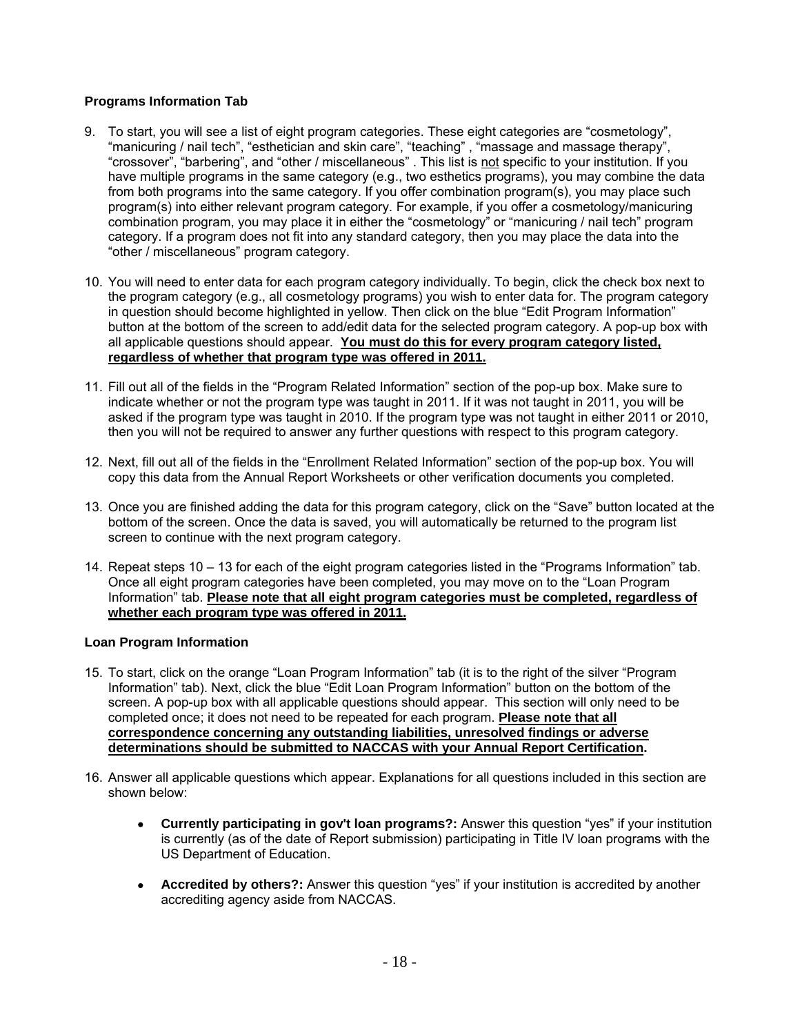**Programs Information Tab**

9. To start, you will see a list of eight program categories. These eight categories are "cosmetology", "manicuring / nail tech", "esthetician and skin care", "teaching" , "massage and massage therapy", "crossover", "barbering", and "other / miscellaneous" . This list is <u>not</u> specific to your institution. If you have multiple programs in the same category (e.g., two esthetics programs), you may combine the data from both programs into the same category. If you offer combination program(s), you may place such program(s) into either relevant program category. For example, if you offer a cosmetology/manicuring combination program, you may place it in either the "cosmetology" or "manicuring / nail tech" program category. If a program does not fit into any standard category, then you may place the data into the "other / miscellaneous" program category.

10. You will need to enter data for each program category individually. To begin, click the check box next to the program category (e.g., all cosmetology programs) you wish to enter data for. The program category in question should become highlighted in yellow. Then click on the blue "Edit Program Information" button at the bottom of the screen to add/edit data for the selected program category. A pop-up box with all applicable questions should appear. **<u>You must do this for every program category listed, regardless of whether that program type was offered in 2011.</u>**

11. Fill out all of the fields in the "Program Related Information" section of the pop-up box. Make sure to indicate whether or not the program type was taught in 2011. If it was not taught in 2011, you will be asked if the program type was taught in 2010. If the program type was not taught in either 2011 or 2010, then you will not be required to answer any further questions with respect to this program category.

12. Next, fill out all of the fields in the "Enrollment Related Information" section of the pop-up box. You will copy this data from the Annual Report Worksheets or other verification documents you completed.

13. Once you are finished adding the data for this program category, click on the "Save" button located at the bottom of the screen. Once the data is saved, you will automatically be returned to the program list screen to continue with the next program category.

14. Repeat steps 10 – 13 for each of the eight program categories listed in the "Programs Information" tab. Once all eight program categories have been completed, you may move on to the "Loan Program Information" tab. **<u>Please note that all eight program categories must be completed, regardless of whether each program type was offered in 2011.</u>**

**Loan Program Information**

15. To start, click on the orange "Loan Program Information" tab (it is to the right of the silver "Program Information" tab). Next, click the blue "Edit Loan Program Information" button on the bottom of the screen. A pop-up box with all applicable questions should appear. This section will only need to be completed once; it does not need to be repeated for each program. **<u>Please note that all correspondence concerning any outstanding liabilities, unresolved findings or adverse determinations should be submitted to NACCAS with your Annual Report Certification</u>.**

16. Answer all applicable questions which appear. Explanations for all questions included in this section are shown below:

    - **Currently participating in gov't loan programs?:** Answer this question "yes" if your institution is currently (as of the date of Report submission) participating in Title IV loan programs with the US Department of Education.

    - **Accredited by others?:** Answer this question "yes" if your institution is accredited by another accrediting agency aside from NACCAS.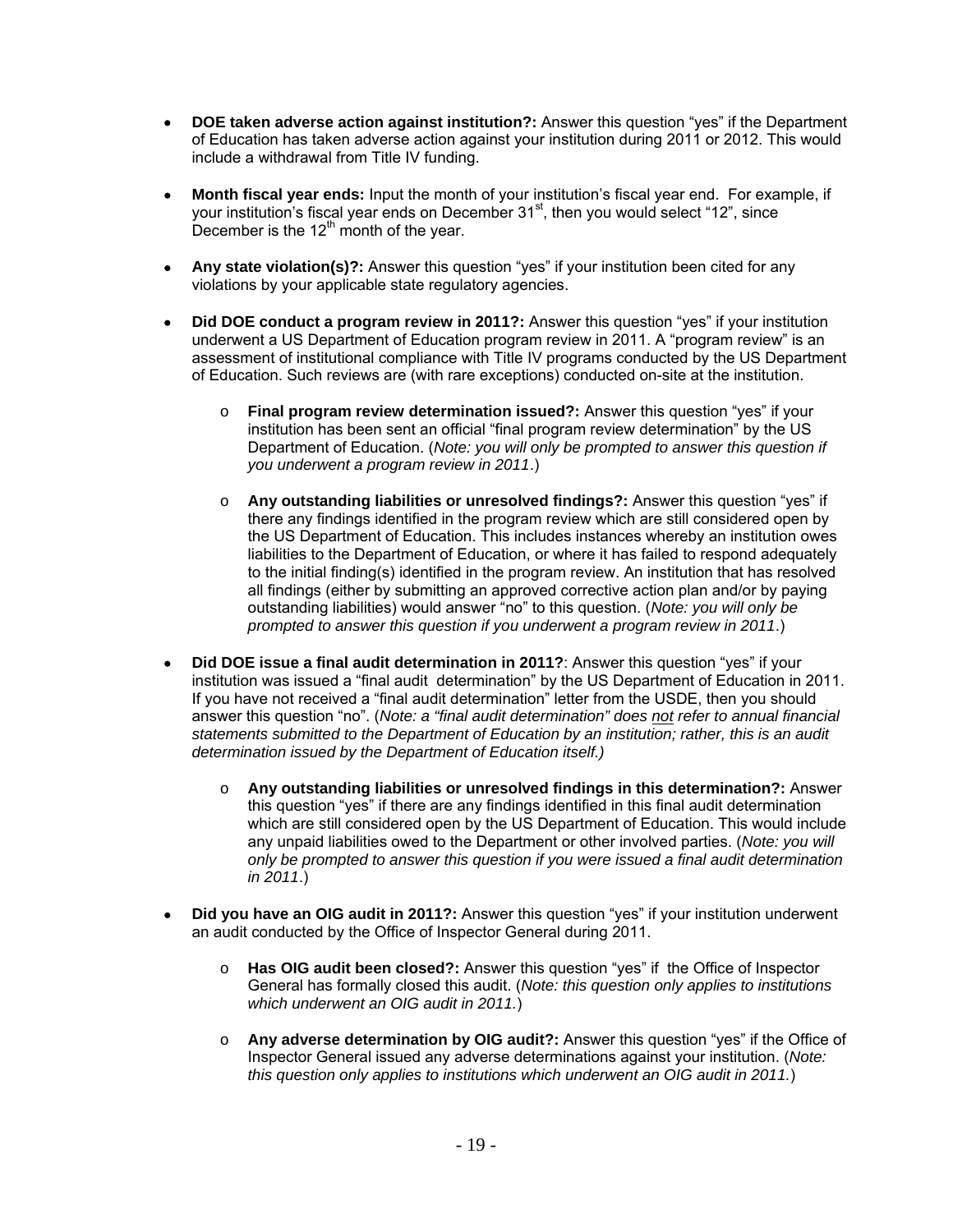- **DOE taken adverse action against institution?:** Answer this question "yes" if the Department of Education has taken adverse action against your institution during 2011 or 2012. This would include a withdrawal from Title IV funding.

- **Month fiscal year ends:** Input the month of your institution's fiscal year end. For example, if your institution's fiscal year ends on December 31st, then you would select "12", since December is the 12th month of the year.

- **Any state violation(s)?:** Answer this question "yes" if your institution been cited for any violations by your applicable state regulatory agencies.

- **Did DOE conduct a program review in 2011?:** Answer this question "yes" if your institution underwent a US Department of Education program review in 2011. A "program review" is an assessment of institutional compliance with Title IV programs conducted by the US Department of Education. Such reviews are (with rare exceptions) conducted on-site at the institution.

    - **Final program review determination issued?:** Answer this question "yes" if your institution has been sent an official "final program review determination" by the US Department of Education. (*Note: you will only be prompted to answer this question if you underwent a program review in 2011*.)

    - **Any outstanding liabilities or unresolved findings?:** Answer this question "yes" if there any findings identified in the program review which are still considered open by the US Department of Education. This includes instances whereby an institution owes liabilities to the Department of Education, or where it has failed to respond adequately to the initial finding(s) identified in the program review. An institution that has resolved all findings (either by submitting an approved corrective action plan and/or by paying outstanding liabilities) would answer "no" to this question. (*Note: you will only be prompted to answer this question if you underwent a program review in 2011*.)

- **Did DOE issue a final audit determination in 2011?**: Answer this question "yes" if your institution was issued a "final audit determination" by the US Department of Education in 2011. If you have not received a "final audit determination" letter from the USDE, then you should answer this question "no". (*Note: a "final audit determination" does <u>not</u> refer to annual financial statements submitted to the Department of Education by an institution; rather, this is an audit determination issued by the Department of Education itself.)*

    - **Any outstanding liabilities or unresolved findings in this determination?:** Answer this question "yes" if there are any findings identified in this final audit determination which are still considered open by the US Department of Education. This would include any unpaid liabilities owed to the Department or other involved parties. (*Note: you will only be prompted to answer this question if you were issued a final audit determination in 2011*.)

- **Did you have an OIG audit in 2011?:** Answer this question "yes" if your institution underwent an audit conducted by the Office of Inspector General during 2011.

    - **Has OIG audit been closed?:** Answer this question "yes" if the Office of Inspector General has formally closed this audit. (*Note: this question only applies to institutions which underwent an OIG audit in 2011.*)

    - **Any adverse determination by OIG audit?:** Answer this question "yes" if the Office of Inspector General issued any adverse determinations against your institution. (*Note: this question only applies to institutions which underwent an OIG audit in 2011.*)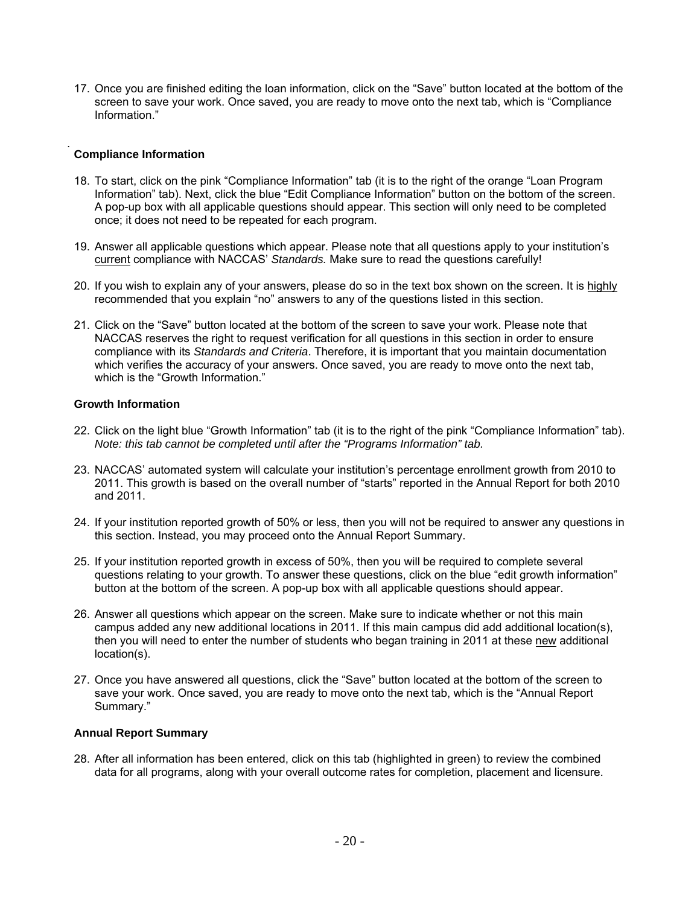17. Once you are finished editing the loan information, click on the "Save" button located at the bottom of the screen to save your work. Once saved, you are ready to move onto the next tab, which is "Compliance Information."

**Compliance Information**

18. To start, click on the pink "Compliance Information" tab (it is to the right of the orange "Loan Program Information" tab). Next, click the blue "Edit Compliance Information" button on the bottom of the screen. A pop-up box with all applicable questions should appear. This section will only need to be completed once; it does not need to be repeated for each program.

19. Answer all applicable questions which appear. Please note that all questions apply to your institution's <u>current</u> compliance with NACCAS' *Standards.* Make sure to read the questions carefully!

20. If you wish to explain any of your answers, please do so in the text box shown on the screen. It is <u>highly</u> recommended that you explain "no" answers to any of the questions listed in this section.

21. Click on the "Save" button located at the bottom of the screen to save your work. Please note that NACCAS reserves the right to request verification for all questions in this section in order to ensure compliance with its *Standards and Criteria*. Therefore, it is important that you maintain documentation which verifies the accuracy of your answers. Once saved, you are ready to move onto the next tab, which is the "Growth Information."

**Growth Information**

22. Click on the light blue "Growth Information" tab (it is to the right of the pink "Compliance Information" tab). *Note: this tab cannot be completed until after the "Programs Information" tab.*

23. NACCAS' automated system will calculate your institution's percentage enrollment growth from 2010 to 2011. This growth is based on the overall number of "starts" reported in the Annual Report for both 2010 and 2011.

24. If your institution reported growth of 50% or less, then you will not be required to answer any questions in this section. Instead, you may proceed onto the Annual Report Summary.

25. If your institution reported growth in excess of 50%, then you will be required to complete several questions relating to your growth. To answer these questions, click on the blue "edit growth information" button at the bottom of the screen. A pop-up box with all applicable questions should appear.

26. Answer all questions which appear on the screen. Make sure to indicate whether or not this main campus added any new additional locations in 2011. If this main campus did add additional location(s), then you will need to enter the number of students who began training in 2011 at these <u>new</u> additional location(s).

27. Once you have answered all questions, click the "Save" button located at the bottom of the screen to save your work. Once saved, you are ready to move onto the next tab, which is the "Annual Report Summary."

**Annual Report Summary**

28. After all information has been entered, click on this tab (highlighted in green) to review the combined data for all programs, along with your overall outcome rates for completion, placement and licensure.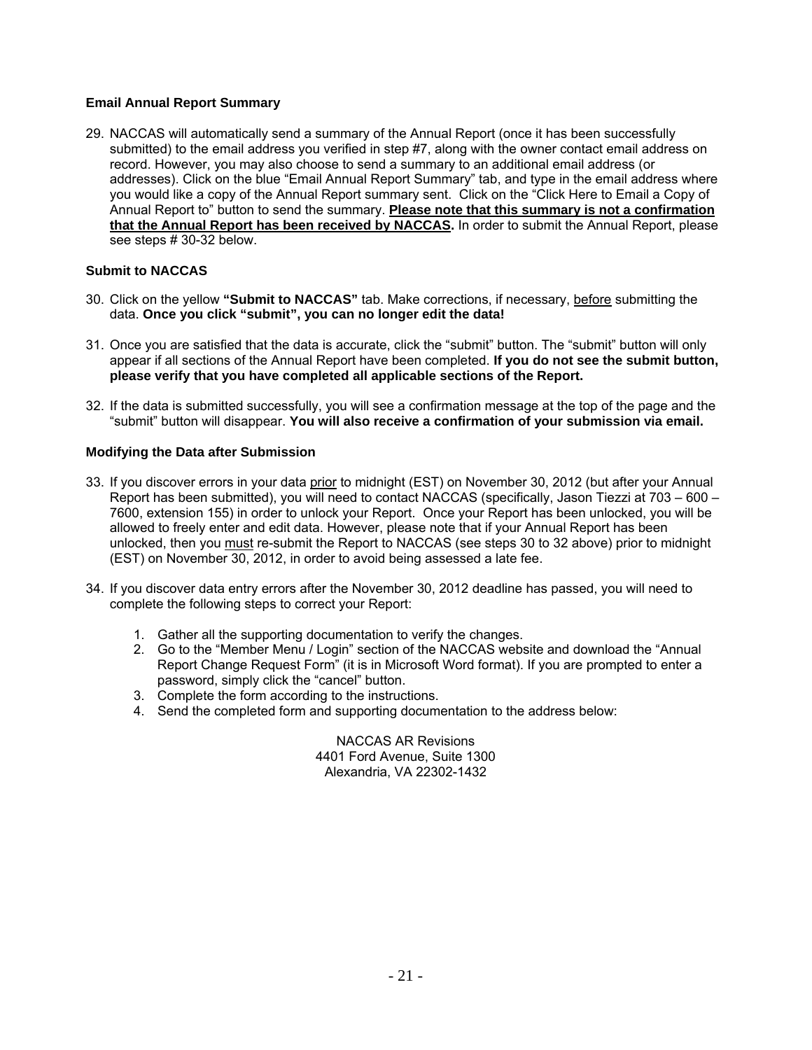### Email Annual Report Summary

29. NACCAS will automatically send a summary of the Annual Report (once it has been successfully submitted) to the email address you verified in step #7, along with the owner contact email address on record. However, you may also choose to send a summary to an additional email address (or addresses). Click on the blue "Email Annual Report Summary" tab, and type in the email address where you would like a copy of the Annual Report summary sent. Click on the "Click Here to Email a Copy of Annual Report to" button to send the summary. **Please note that this summary is not a confirmation that the Annual Report has been received by NACCAS.** In order to submit the Annual Report, please see steps # 30-32 below.

### Submit to NACCAS

30. Click on the yellow **"Submit to NACCAS"** tab. Make corrections, if necessary, before submitting the data. **Once you click "submit", you can no longer edit the data!**

31. Once you are satisfied that the data is accurate, click the "submit" button. The "submit" button will only appear if all sections of the Annual Report have been completed. **If you do not see the submit button, please verify that you have completed all applicable sections of the Report.**

32. If the data is submitted successfully, you will see a confirmation message at the top of the page and the "submit" button will disappear. **You will also receive a confirmation of your submission via email.**

### Modifying the Data after Submission

33. If you discover errors in your data prior to midnight (EST) on November 30, 2012 (but after your Annual Report has been submitted), you will need to contact NACCAS (specifically, Jason Tiezzi at 703 – 600 – 7600, extension 155) in order to unlock your Report. Once your Report has been unlocked, you will be allowed to freely enter and edit data. However, please note that if your Annual Report has been unlocked, then you must re-submit the Report to NACCAS (see steps 30 to 32 above) prior to midnight (EST) on November 30, 2012, in order to avoid being assessed a late fee.

34. If you discover data entry errors after the November 30, 2012 deadline has passed, you will need to complete the following steps to correct your Report:

    1. Gather all the supporting documentation to verify the changes.
    2. Go to the "Member Menu / Login" section of the NACCAS website and download the "Annual Report Change Request Form" (it is in Microsoft Word format). If you are prompted to enter a password, simply click the "cancel" button.
    3. Complete the form according to the instructions.
    4. Send the completed form and supporting documentation to the address below:

NACCAS AR Revisions
4401 Ford Avenue, Suite 1300
Alexandria, VA 22302-1432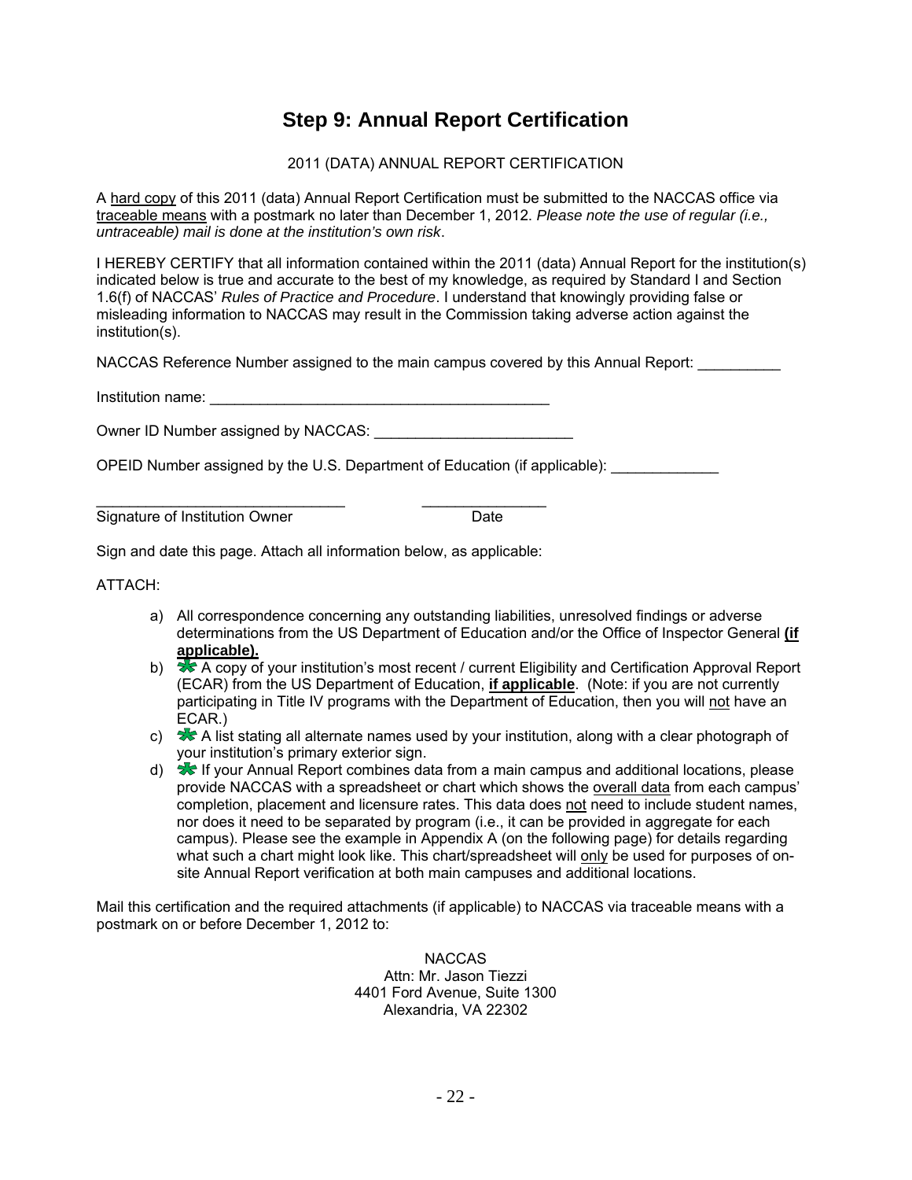# Step 9: Annual Report Certification

2011 (DATA) ANNUAL REPORT CERTIFICATION

A hard copy of this 2011 (data) Annual Report Certification must be submitted to the NACCAS office via traceable means with a postmark no later than December 1, 2012. *Please note the use of regular (i.e., untraceable) mail is done at the institution's own risk*.

I HEREBY CERTIFY that all information contained within the 2011 (data) Annual Report for the institution(s) indicated below is true and accurate to the best of my knowledge, as required by Standard I and Section 1.6(f) of NACCAS' *Rules of Practice and Procedure*. I understand that knowingly providing false or misleading information to NACCAS may result in the Commission taking adverse action against the institution(s).

NACCAS Reference Number assigned to the main campus covered by this Annual Report: __________

Institution name: __________________________________________

Owner ID Number assigned by NACCAS: ________________________

OPEID Number assigned by the U.S. Department of Education (if applicable): _____________

______________________________ _______________
Signature of Institution Owner Date

Sign and date this page. Attach all information below, as applicable:

ATTACH:

a) All correspondence concerning any outstanding liabilities, unresolved findings or adverse determinations from the US Department of Education and/or the Office of Inspector General **(if applicable).**
b) A copy of your institution's most recent / current Eligibility and Certification Approval Report (ECAR) from the US Department of Education, **if applicable**. (Note: if you are not currently participating in Title IV programs with the Department of Education, then you will not have an ECAR.)
c) A list stating all alternate names used by your institution, along with a clear photograph of your institution's primary exterior sign.
d) If your Annual Report combines data from a main campus and additional locations, please provide NACCAS with a spreadsheet or chart which shows the overall data from each campus' completion, placement and licensure rates. This data does not need to include student names, nor does it need to be separated by program (i.e., it can be provided in aggregate for each campus). Please see the example in Appendix A (on the following page) for details regarding what such a chart might look like. This chart/spreadsheet will only be used for purposes of on-site Annual Report verification at both main campuses and additional locations.

Mail this certification and the required attachments (if applicable) to NACCAS via traceable means with a postmark on or before December 1, 2012 to:

NACCAS
Attn: Mr. Jason Tiezzi
4401 Ford Avenue, Suite 1300
Alexandria, VA 22302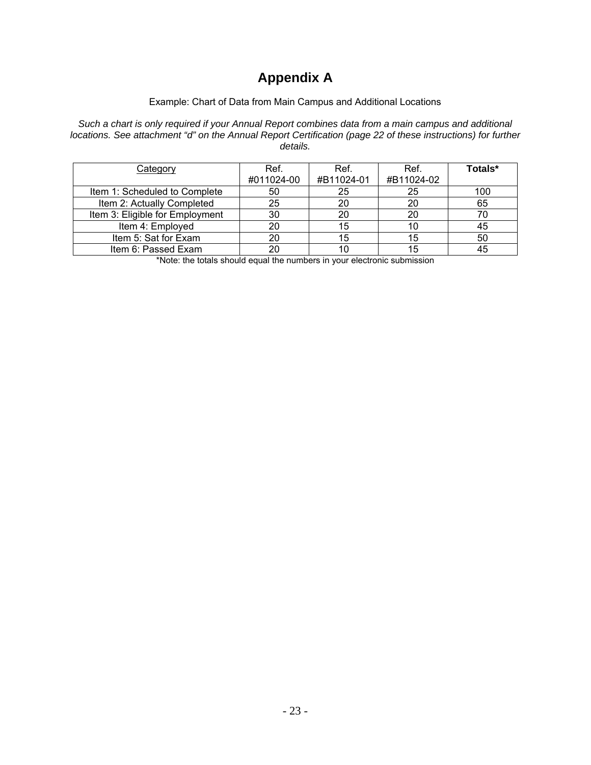# Appendix A

Example: Chart of Data from Main Campus and Additional Locations

*Such a chart is only required if your Annual Report combines data from a main campus and additional locations. See attachment "d" on the Annual Report Certification (page 22 of these instructions) for further details.*

| Category | Ref. #011024-00 | Ref. #B11024-01 | Ref. #B11024-02 | **Totals*** |
|---|---|---|---|---|
| Item 1: Scheduled to Complete | 50 | 25 | 25 | 100 |
| Item 2: Actually Completed | 25 | 20 | 20 | 65 |
| Item 3: Eligible for Employment | 30 | 20 | 20 | 70 |
| Item 4: Employed | 20 | 15 | 10 | 45 |
| Item 5: Sat for Exam | 20 | 15 | 15 | 50 |
| Item 6: Passed Exam | 20 | 10 | 15 | 45 |

*Note: the totals should equal the numbers in your electronic submission